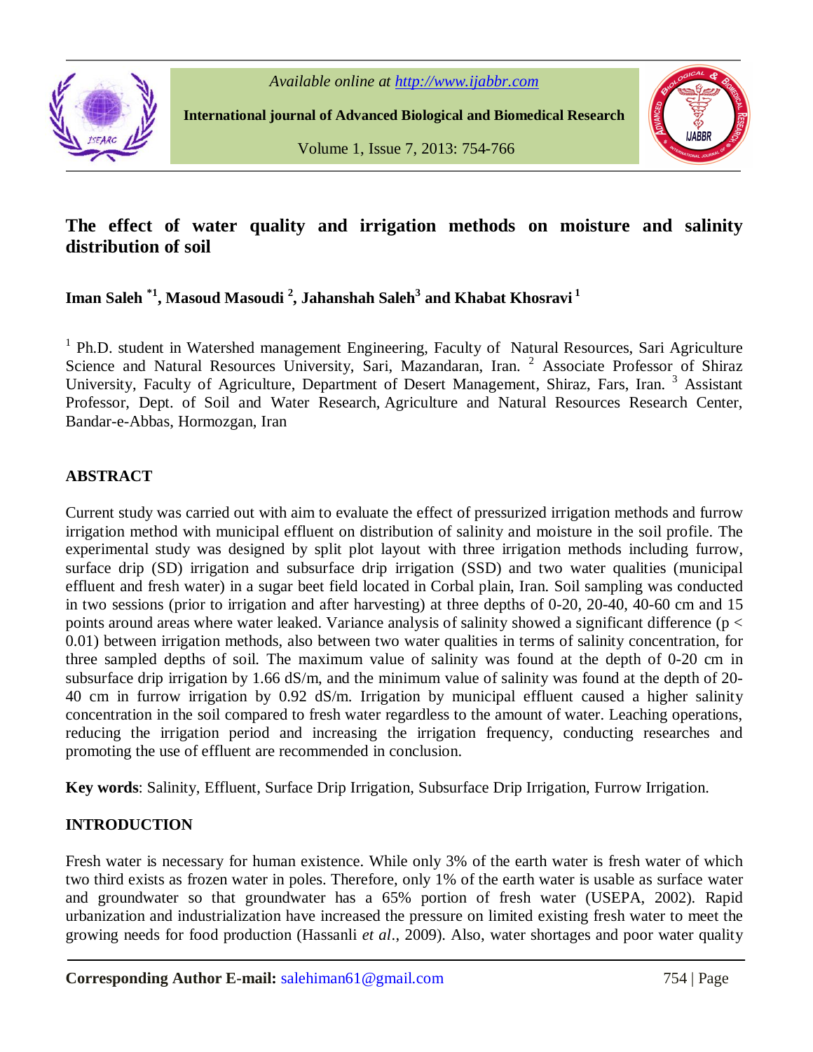# The effect of water quality and irrigation methods on moisture and salinity distribution of soil

**Iman Saleh [*1], Masoud Masoudi [2], Jahanshah Saleh[3] and Khabat Khosravi [1]**

[1] Ph.D. student in Watershed management Engineering, Faculty of Natural Resources, Sari Agriculture Science and Natural Resources University, Sari, Mazandaran, Iran. [2] Associate Professor of Shiraz University, Faculty of Agriculture, Department of Desert Management, Shiraz, Fars, Iran. [3] Assistant Professor, Dept. of Soil and Water Research, Agriculture and Natural Resources Research Center, Bandar-e-Abbas, Hormozgan, Iran

## ABSTRACT

Current study was carried out with aim to evaluate the effect of pressurized irrigation methods and furrow irrigation method with municipal effluent on distribution of salinity and moisture in the soil profile. The experimental study was designed by split plot layout with three irrigation methods including furrow, surface drip (SD) irrigation and subsurface drip irrigation (SSD) and two water qualities (municipal effluent and fresh water) in a sugar beet field located in Corbal plain, Iran. Soil sampling was conducted in two sessions (prior to irrigation and after harvesting) at three depths of 0-20, 20-40, 40-60 cm and 15 points around areas where water leaked. Variance analysis of salinity showed a significant difference ($p < 0.01$) between irrigation methods, also between two water qualities in terms of salinity concentration, for three sampled depths of soil. The maximum value of salinity was found at the depth of 0-20 cm in subsurface drip irrigation by 1.66 dS/m, and the minimum value of salinity was found at the depth of 20-40 cm in furrow irrigation by 0.92 dS/m. Irrigation by municipal effluent caused a higher salinity concentration in the soil compared to fresh water regardless to the amount of water. Leaching operations, reducing the irrigation period and increasing the irrigation frequency, conducting researches and promoting the use of effluent are recommended in conclusion.

**Key words**: Salinity, Effluent, Surface Drip Irrigation, Subsurface Drip Irrigation, Furrow Irrigation.

## INTRODUCTION

Fresh water is necessary for human existence. While only 3% of the earth water is fresh water of which two third exists as frozen water in poles. Therefore, only 1% of the earth water is usable as surface water and groundwater so that groundwater has a 65% portion of fresh water (USEPA, 2002). Rapid urbanization and industrialization have increased the pressure on limited existing fresh water to meet the growing needs for food production (Hassanli *et al*., 2009). Also, water shortages and poor water quality

**Corresponding Author E-mail:** salehiman61@gmail.com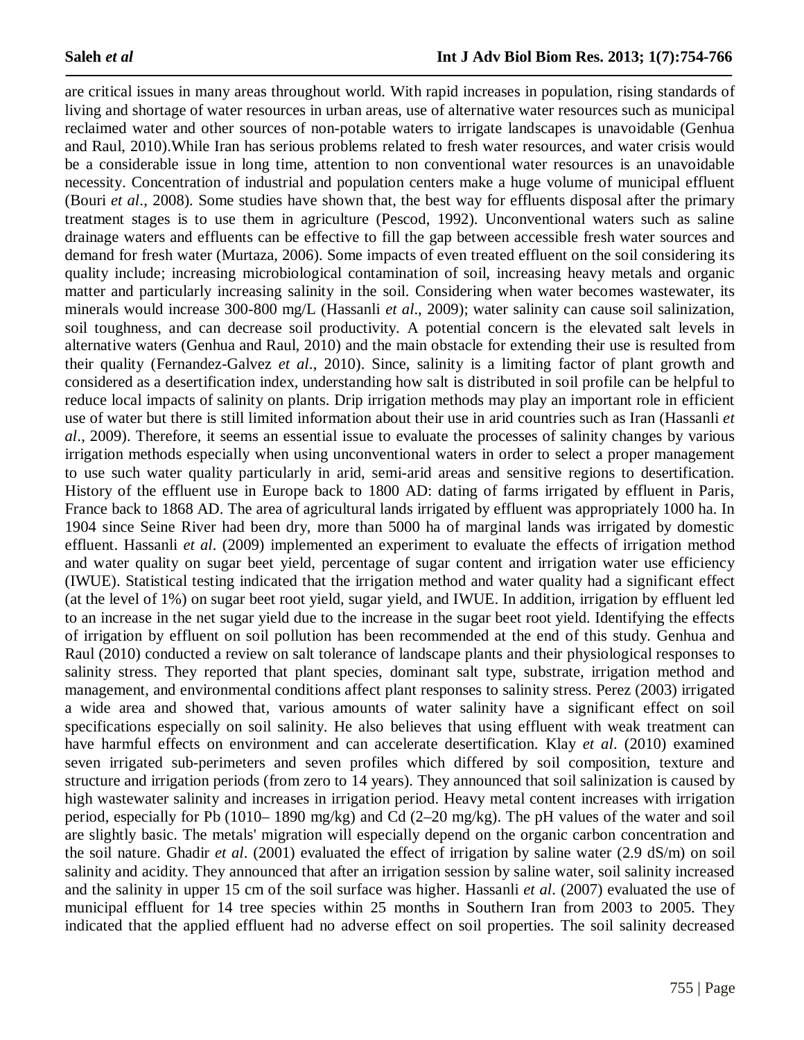are critical issues in many areas throughout world. With rapid increases in population, rising standards of living and shortage of water resources in urban areas, use of alternative water resources such as municipal reclaimed water and other sources of non-potable waters to irrigate landscapes is unavoidable (Genhua and Raul, 2010).While Iran has serious problems related to fresh water resources, and water crisis would be a considerable issue in long time, attention to non conventional water resources is an unavoidable necessity. Concentration of industrial and population centers make a huge volume of municipal effluent (Bouri *et al*., 2008). Some studies have shown that, the best way for effluents disposal after the primary treatment stages is to use them in agriculture (Pescod, 1992). Unconventional waters such as saline drainage waters and effluents can be effective to fill the gap between accessible fresh water sources and demand for fresh water (Murtaza, 2006). Some impacts of even treated effluent on the soil considering its quality include; increasing microbiological contamination of soil, increasing heavy metals and organic matter and particularly increasing salinity in the soil. Considering when water becomes wastewater, its minerals would increase 300-800 mg/L (Hassanli *et al*., 2009); water salinity can cause soil salinization, soil toughness, and can decrease soil productivity. A potential concern is the elevated salt levels in alternative waters (Genhua and Raul, 2010) and the main obstacle for extending their use is resulted from their quality (Fernandez-Galvez *et al*., 2010). Since, salinity is a limiting factor of plant growth and considered as a desertification index, understanding how salt is distributed in soil profile can be helpful to reduce local impacts of salinity on plants. Drip irrigation methods may play an important role in efficient use of water but there is still limited information about their use in arid countries such as Iran (Hassanli *et al*., 2009). Therefore, it seems an essential issue to evaluate the processes of salinity changes by various irrigation methods especially when using unconventional waters in order to select a proper management to use such water quality particularly in arid, semi-arid areas and sensitive regions to desertification. History of the effluent use in Europe back to 1800 AD: dating of farms irrigated by effluent in Paris, France back to 1868 AD. The area of agricultural lands irrigated by effluent was appropriately 1000 ha. In 1904 since Seine River had been dry, more than 5000 ha of marginal lands was irrigated by domestic effluent. Hassanli *et al*. (2009) implemented an experiment to evaluate the effects of irrigation method and water quality on sugar beet yield, percentage of sugar content and irrigation water use efficiency (IWUE). Statistical testing indicated that the irrigation method and water quality had a significant effect (at the level of 1%) on sugar beet root yield, sugar yield, and IWUE. In addition, irrigation by effluent led to an increase in the net sugar yield due to the increase in the sugar beet root yield. Identifying the effects of irrigation by effluent on soil pollution has been recommended at the end of this study. Genhua and Raul (2010) conducted a review on salt tolerance of landscape plants and their physiological responses to salinity stress. They reported that plant species, dominant salt type, substrate, irrigation method and management, and environmental conditions affect plant responses to salinity stress. Perez (2003) irrigated a wide area and showed that, various amounts of water salinity have a significant effect on soil specifications especially on soil salinity. He also believes that using effluent with weak treatment can have harmful effects on environment and can accelerate desertification. Klay *et al*. (2010) examined seven irrigated sub-perimeters and seven profiles which differed by soil composition, texture and structure and irrigation periods (from zero to 14 years). They announced that soil salinization is caused by high wastewater salinity and increases in irrigation period. Heavy metal content increases with irrigation period, especially for Pb (1010– 1890 mg/kg) and Cd (2–20 mg/kg). The pH values of the water and soil are slightly basic. The metals' migration will especially depend on the organic carbon concentration and the soil nature. Ghadir *et al*. (2001) evaluated the effect of irrigation by saline water (2.9 dS/m) on soil salinity and acidity. They announced that after an irrigation session by saline water, soil salinity increased and the salinity in upper 15 cm of the soil surface was higher. Hassanli *et al*. (2007) evaluated the use of municipal effluent for 14 tree species within 25 months in Southern Iran from 2003 to 2005. They indicated that the applied effluent had no adverse effect on soil properties. The soil salinity decreased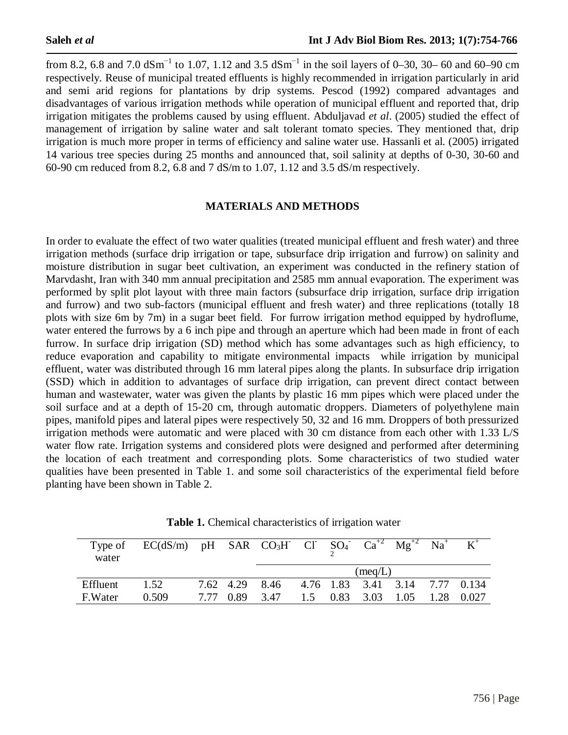from 8.2, 6.8 and 7.0 $dSm^{-1}$ to 1.07, 1.12 and 3.5 $dSm^{-1}$ in the soil layers of 0–30, 30– 60 and 60–90 cm respectively. Reuse of municipal treated effluents is highly recommended in irrigation particularly in arid and semi arid regions for plantations by drip systems. Pescod (1992) compared advantages and disadvantages of various irrigation methods while operation of municipal effluent and reported that, drip irrigation mitigates the problems caused by using effluent. Abduljavad *et al*. (2005) studied the effect of management of irrigation by saline water and salt tolerant tomato species. They mentioned that, drip irrigation is much more proper in terms of efficiency and saline water use. Hassanli et al. (2005) irrigated 14 various tree species during 25 months and announced that, soil salinity at depths of 0-30, 30-60 and 60-90 cm reduced from 8.2, 6.8 and 7 dS/m to 1.07, 1.12 and 3.5 dS/m respectively.

## MATERIALS AND METHODS

In order to evaluate the effect of two water qualities (treated municipal effluent and fresh water) and three irrigation methods (surface drip irrigation or tape, subsurface drip irrigation and furrow) on salinity and moisture distribution in sugar beet cultivation, an experiment was conducted in the refinery station of Marvdasht, Iran with 340 mm annual precipitation and 2585 mm annual evaporation. The experiment was performed by split plot layout with three main factors (subsurface drip irrigation, surface drip irrigation and furrow) and two sub-factors (municipal effluent and fresh water) and three replications (totally 18 plots with size 6m by 7m) in a sugar beet field. For furrow irrigation method equipped by hydroflume, water entered the furrows by a 6 inch pipe and through an aperture which had been made in front of each furrow. In surface drip irrigation (SD) method which has some advantages such as high efficiency, to reduce evaporation and capability to mitigate environmental impacts while irrigation by municipal effluent, water was distributed through 16 mm lateral pipes along the plants. In subsurface drip irrigation (SSD) which in addition to advantages of surface drip irrigation, can prevent direct contact between human and wastewater, water was given the plants by plastic 16 mm pipes which were placed under the soil surface and at a depth of 15-20 cm, through automatic droppers. Diameters of polyethylene main pipes, manifold pipes and lateral pipes were respectively 50, 32 and 16 mm. Droppers of both pressurized irrigation methods were automatic and were placed with 30 cm distance from each other with 1.33 L/S water flow rate. Irrigation systems and considered plots were designed and performed after determining the location of each treatment and corresponding plots. Some characteristics of two studied water qualities have been presented in Table 1. and some soil characteristics of the experimental field before planting have been shown in Table 2.

**Table 1.** Chemical characteristics of irrigation water

| Type of water | EC(dS/m) | pH | SAR | $CO_3H^-$ | $Cl^-$ | $SO_4^{-2}$ | $Ca^{+2}$ | $Mg^{+2}$ | $Na^+$ | $K^+$ |
|---|---|---|---|---|---|---|---|---|---|---|
| | | | | (meq/L) | | | | | | |
| Effluent | 1.52 | 7.62 | 4.29 | 8.46 | 4.76 | 1.83 | 3.41 | 3.14 | 7.77 | 0.134 |
| F.Water | 0.509 | 7.77 | 0.89 | 3.47 | 1.5 | 0.83 | 3.03 | 1.05 | 1.28 | 0.027 |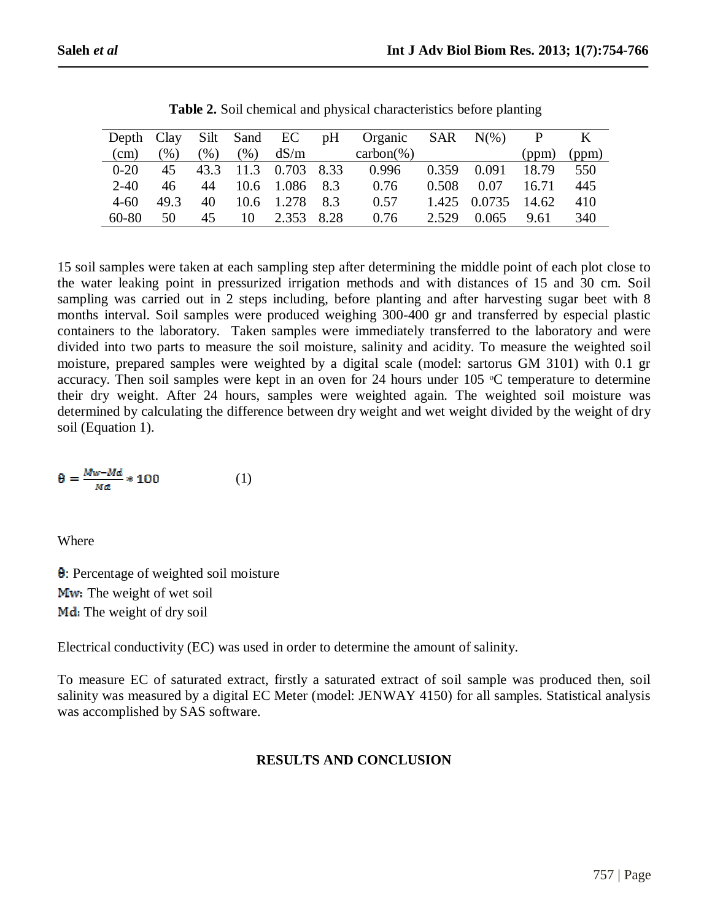**Table 2.** Soil chemical and physical characteristics before planting

| Depth (cm) | Clay (%) | Silt (%) | Sand (%) | EC dS/m | pH | Organic carbon(%) | SAR | N(%) | P (ppm) | K (ppm) |
|---|---|---|---|---|---|---|---|---|---|---|
| 0-20 | 45 | 43.3 | 11.3 | 0.703 | 8.33 | 0.996 | 0.359 | 0.091 | 18.79 | 550 |
| 2-40 | 46 | 44 | 10.6 | 1.086 | 8.3 | 0.76 | 0.508 | 0.07 | 16.71 | 445 |
| 4-60 | 49.3 | 40 | 10.6 | 1.278 | 8.3 | 0.57 | 1.425 | 0.0735 | 14.62 | 410 |
| 60-80 | 50 | 45 | 10 | 2.353 | 8.28 | 0.76 | 2.529 | 0.065 | 9.61 | 340 |

15 soil samples were taken at each sampling step after determining the middle point of each plot close to the water leaking point in pressurized irrigation methods and with distances of 15 and 30 cm. Soil sampling was carried out in 2 steps including, before planting and after harvesting sugar beet with 8 months interval. Soil samples were produced weighing 300-400 gr and transferred by especial plastic containers to the laboratory. Taken samples were immediately transferred to the laboratory and were divided into two parts to measure the soil moisture, salinity and acidity. To measure the weighted soil moisture, prepared samples were weighted by a digital scale (model: sartorus GM 3101) with 0.1 gr accuracy. Then soil samples were kept in an oven for 24 hours under 105 °C temperature to determine their dry weight. After 24 hours, samples were weighted again. The weighted soil moisture was determined by calculating the difference between dry weight and wet weight divided by the weight of dry soil (Equation 1).

$$\theta = \frac{Mw - Md}{Md} * 100 \qquad (1)$$

Where

$\theta$: Percentage of weighted soil moisture

$Mw$: The weight of wet soil

$Md$: The weight of dry soil

Electrical conductivity (EC) was used in order to determine the amount of salinity.

To measure EC of saturated extract, firstly a saturated extract of soil sample was produced then, soil salinity was measured by a digital EC Meter (model: JENWAY 4150) for all samples. Statistical analysis was accomplished by SAS software.

## RESULTS AND CONCLUSION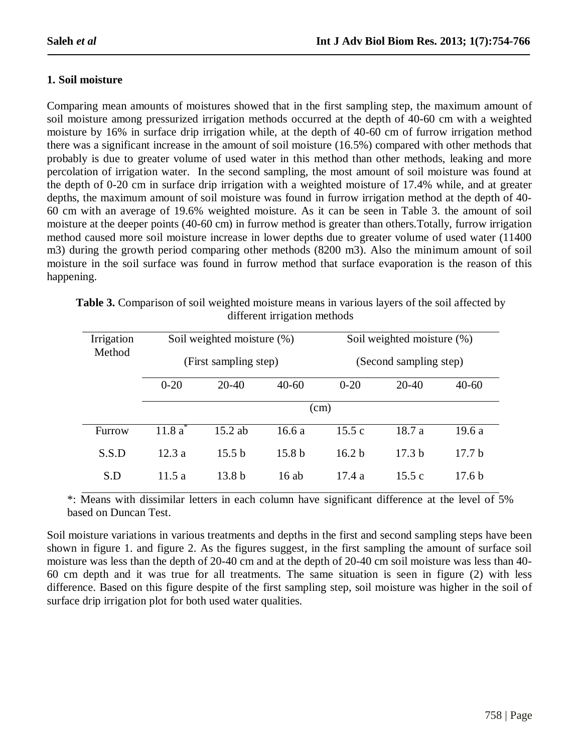### 1. Soil moisture

Comparing mean amounts of moistures showed that in the first sampling step, the maximum amount of soil moisture among pressurized irrigation methods occurred at the depth of 40-60 cm with a weighted moisture by 16% in surface drip irrigation while, at the depth of 40-60 cm of furrow irrigation method there was a significant increase in the amount of soil moisture (16.5%) compared with other methods that probably is due to greater volume of used water in this method than other methods, leaking and more percolation of irrigation water. In the second sampling, the most amount of soil moisture was found at the depth of 0-20 cm in surface drip irrigation with a weighted moisture of 17.4% while, and at greater depths, the maximum amount of soil moisture was found in furrow irrigation method at the depth of 40-60 cm with an average of 19.6% weighted moisture. As it can be seen in Table 3. the amount of soil moisture at the deeper points (40-60 cm) in furrow method is greater than others.Totally, furrow irrigation method caused more soil moisture increase in lower depths due to greater volume of used water (11400 m3) during the growth period comparing other methods (8200 m3). Also the minimum amount of soil moisture in the soil surface was found in furrow method that surface evaporation is the reason of this happening.

**Table 3.** Comparison of soil weighted moisture means in various layers of the soil affected by different irrigation methods

| Irrigation Method | Soil weighted moisture (%) (First sampling step) | | | Soil weighted moisture (%) (Second sampling step) | | |
|---|---|---|---|---|---|---|
| | 0-20 | 20-40 | 40-60 | 0-20 | 20-40 | 40-60 |
| | (cm) | | | | | |
| Furrow | 11.8 a* | 15.2 ab | 16.6 a | 15.5 c | 18.7 a | 19.6 a |
| S.S.D | 12.3 a | 15.5 b | 15.8 b | 16.2 b | 17.3 b | 17.7 b |
| S.D | 11.5 a | 13.8 b | 16 ab | 17.4 a | 15.5 c | 17.6 b |

*: Means with dissimilar letters in each column have significant difference at the level of 5% based on Duncan Test.

Soil moisture variations in various treatments and depths in the first and second sampling steps have been shown in figure 1. and figure 2. As the figures suggest, in the first sampling the amount of surface soil moisture was less than the depth of 20-40 cm and at the depth of 20-40 cm soil moisture was less than 40-60 cm depth and it was true for all treatments. The same situation is seen in figure (2) with less difference. Based on this figure despite of the first sampling step, soil moisture was higher in the soil of surface drip irrigation plot for both used water qualities.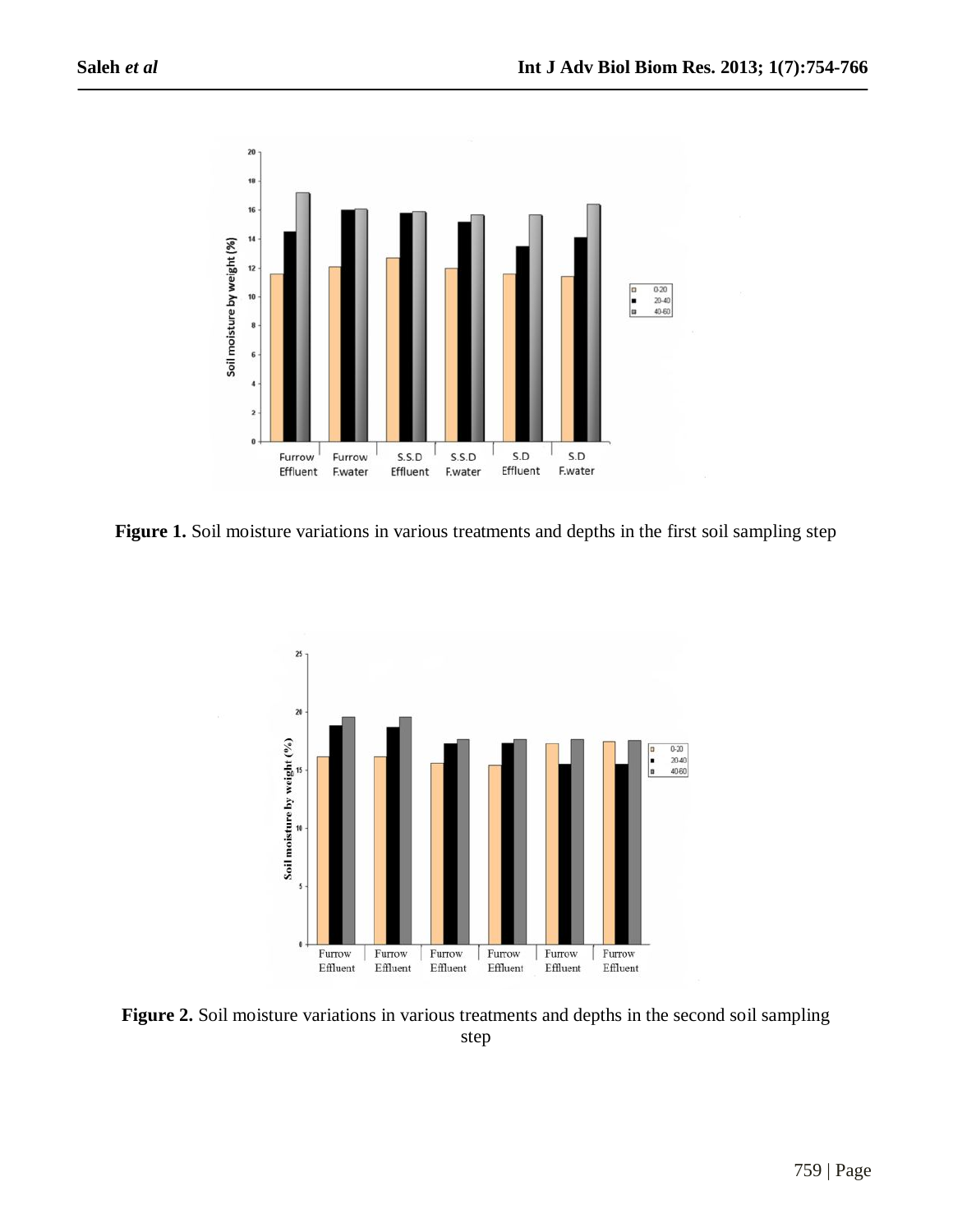**Figure 1.** Soil moisture variations in various treatments and depths in the first soil sampling step

**Figure 2.** Soil moisture variations in various treatments and depths in the second soil sampling step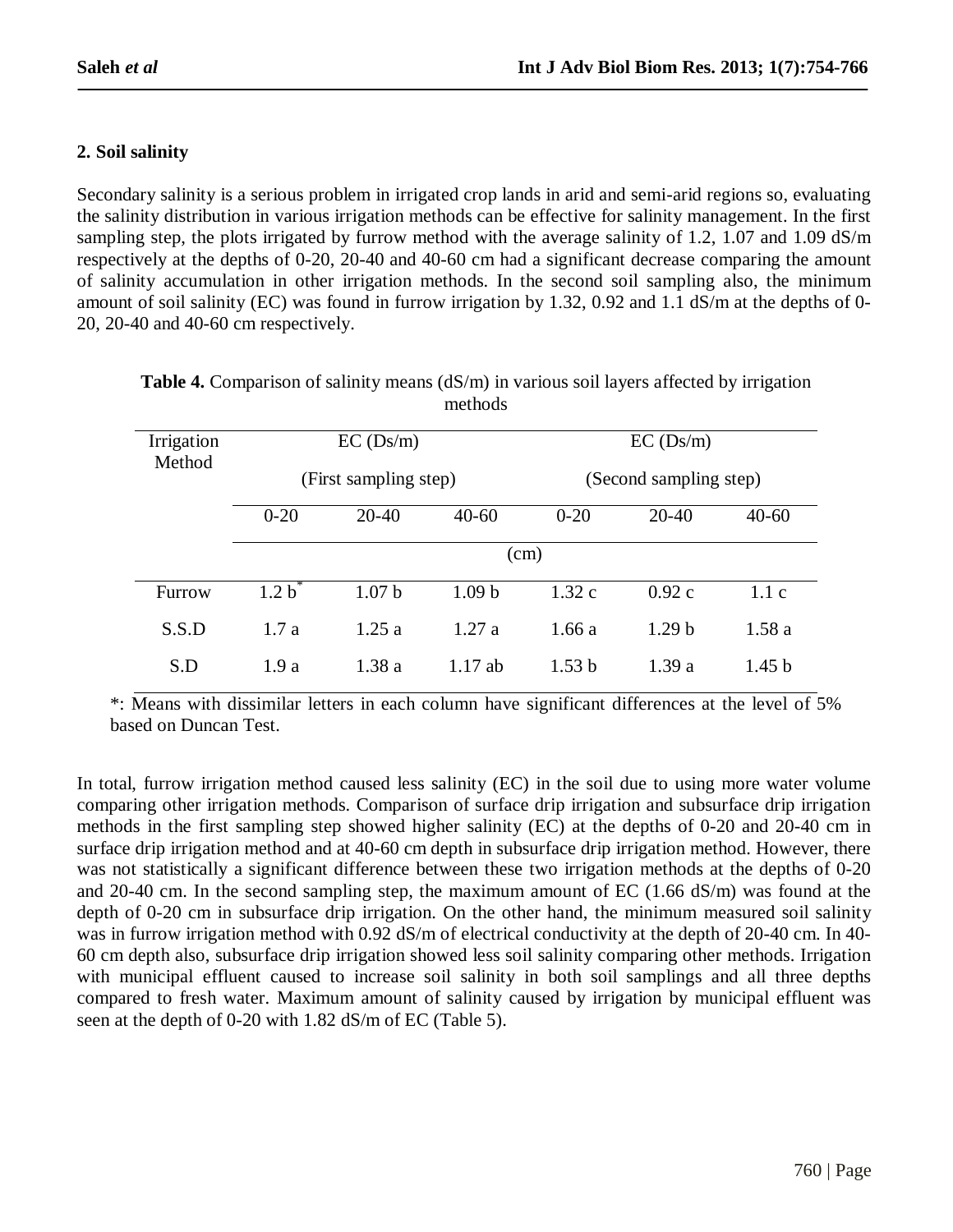## 2. Soil salinity

Secondary salinity is a serious problem in irrigated crop lands in arid and semi-arid regions so, evaluating the salinity distribution in various irrigation methods can be effective for salinity management. In the first sampling step, the plots irrigated by furrow method with the average salinity of 1.2, 1.07 and 1.09 dS/m respectively at the depths of 0-20, 20-40 and 40-60 cm had a significant decrease comparing the amount of salinity accumulation in other irrigation methods. In the second soil sampling also, the minimum amount of soil salinity (EC) was found in furrow irrigation by 1.32, 0.92 and 1.1 dS/m at the depths of 0-20, 20-40 and 40-60 cm respectively.

**Table 4.** Comparison of salinity means (dS/m) in various soil layers affected by irrigation methods

| Irrigation Method | EC (Ds/m) (First sampling step) | | | EC (Ds/m) (Second sampling step) | | |
|---|---|---|---|---|---|---|
| | 0-20 | 20-40 | 40-60 | 0-20 | 20-40 | 40-60 |
| | (cm) | | | | | |
| Furrow | 1.2 b* | 1.07 b | 1.09 b | 1.32 c | 0.92 c | 1.1 c |
| S.S.D | 1.7 a | 1.25 a | 1.27 a | 1.66 a | 1.29 b | 1.58 a |
| S.D | 1.9 a | 1.38 a | 1.17 ab | 1.53 b | 1.39 a | 1.45 b |

*: Means with dissimilar letters in each column have significant differences at the level of 5% based on Duncan Test.

In total, furrow irrigation method caused less salinity (EC) in the soil due to using more water volume comparing other irrigation methods. Comparison of surface drip irrigation and subsurface drip irrigation methods in the first sampling step showed higher salinity (EC) at the depths of 0-20 and 20-40 cm in surface drip irrigation method and at 40-60 cm depth in subsurface drip irrigation method. However, there was not statistically a significant difference between these two irrigation methods at the depths of 0-20 and 20-40 cm. In the second sampling step, the maximum amount of EC (1.66 dS/m) was found at the depth of 0-20 cm in subsurface drip irrigation. On the other hand, the minimum measured soil salinity was in furrow irrigation method with 0.92 dS/m of electrical conductivity at the depth of 20-40 cm. In 40-60 cm depth also, subsurface drip irrigation showed less soil salinity comparing other methods. Irrigation with municipal effluent caused to increase soil salinity in both soil samplings and all three depths compared to fresh water. Maximum amount of salinity caused by irrigation by municipal effluent was seen at the depth of 0-20 with 1.82 dS/m of EC (Table 5).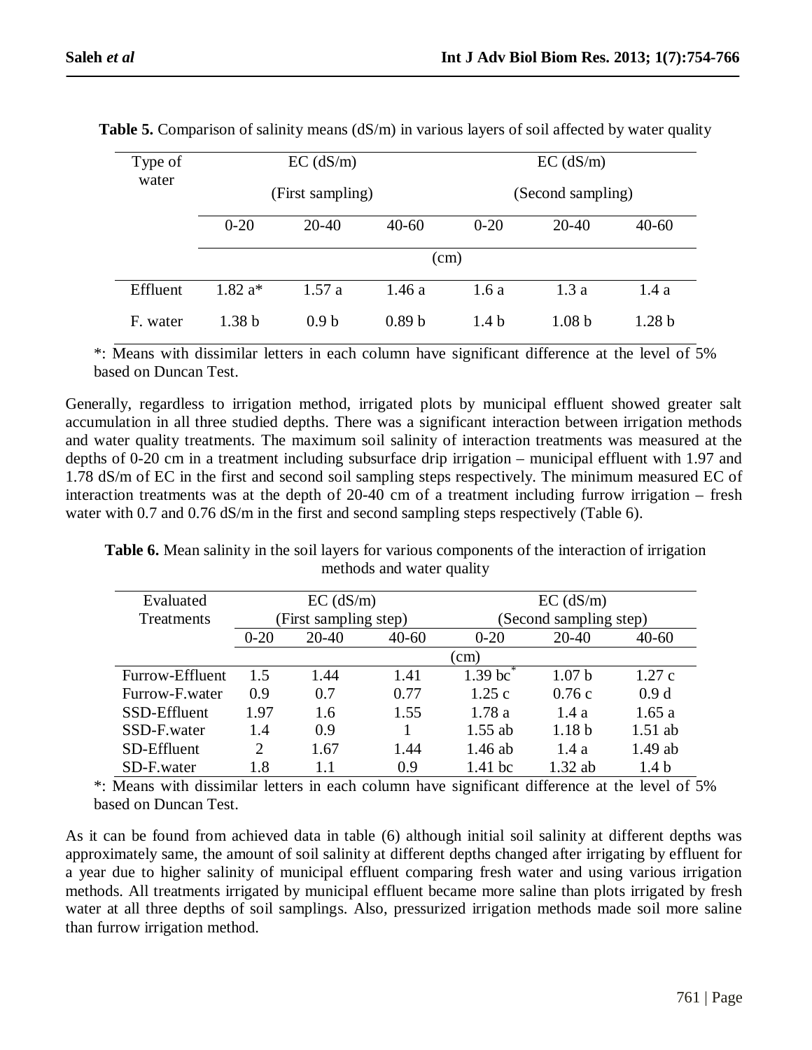**Table 5.** Comparison of salinity means (dS/m) in various layers of soil affected by water quality

| Type of water | EC (dS/m) (First sampling) | | | EC (dS/m) (Second sampling) | | |
|---|---|---|---|---|---|---|
| | 0-20 | 20-40 | 40-60 | 0-20 | 20-40 | 40-60 |
| | (cm) | | | | | |
| Effluent | 1.82 a* | 1.57 a | 1.46 a | 1.6 a | 1.3 a | 1.4 a |
| F. water | 1.38 b | 0.9 b | 0.89 b | 1.4 b | 1.08 b | 1.28 b |

*: Means with dissimilar letters in each column have significant difference at the level of 5% based on Duncan Test.

Generally, regardless to irrigation method, irrigated plots by municipal effluent showed greater salt accumulation in all three studied depths. There was a significant interaction between irrigation methods and water quality treatments. The maximum soil salinity of interaction treatments was measured at the depths of 0-20 cm in a treatment including subsurface drip irrigation – municipal effluent with 1.97 and 1.78 dS/m of EC in the first and second soil sampling steps respectively. The minimum measured EC of interaction treatments was at the depth of 20-40 cm of a treatment including furrow irrigation – fresh water with 0.7 and 0.76 dS/m in the first and second sampling steps respectively (Table 6).

**Table 6.** Mean salinity in the soil layers for various components of the interaction of irrigation methods and water quality

| Evaluated Treatments | EC (dS/m) (First sampling step) | | | EC (dS/m) (Second sampling step) | | |
|---|---|---|---|---|---|---|
| | 0-20 | 20-40 | 40-60 | 0-20 | 20-40 | 40-60 |
| | (cm) | | | | | |
| Furrow-Effluent | 1.5 | 1.44 | 1.41 | 1.39 bc* | 1.07 b | 1.27 c |
| Furrow-F.water | 0.9 | 0.7 | 0.77 | 1.25 c | 0.76 c | 0.9 d |
| SSD-Effluent | 1.97 | 1.6 | 1.55 | 1.78 a | 1.4 a | 1.65 a |
| SSD-F.water | 1.4 | 0.9 | 1 | 1.55 ab | 1.18 b | 1.51 ab |
| SD-Effluent | 2 | 1.67 | 1.44 | 1.46 ab | 1.4 a | 1.49 ab |
| SD-F.water | 1.8 | 1.1 | 0.9 | 1.41 bc | 1.32 ab | 1.4 b |

*: Means with dissimilar letters in each column have significant difference at the level of 5% based on Duncan Test.

As it can be found from achieved data in table (6) although initial soil salinity at different depths was approximately same, the amount of soil salinity at different depths changed after irrigating by effluent for a year due to higher salinity of municipal effluent comparing fresh water and using various irrigation methods. All treatments irrigated by municipal effluent became more saline than plots irrigated by fresh water at all three depths of soil samplings. Also, pressurized irrigation methods made soil more saline than furrow irrigation method.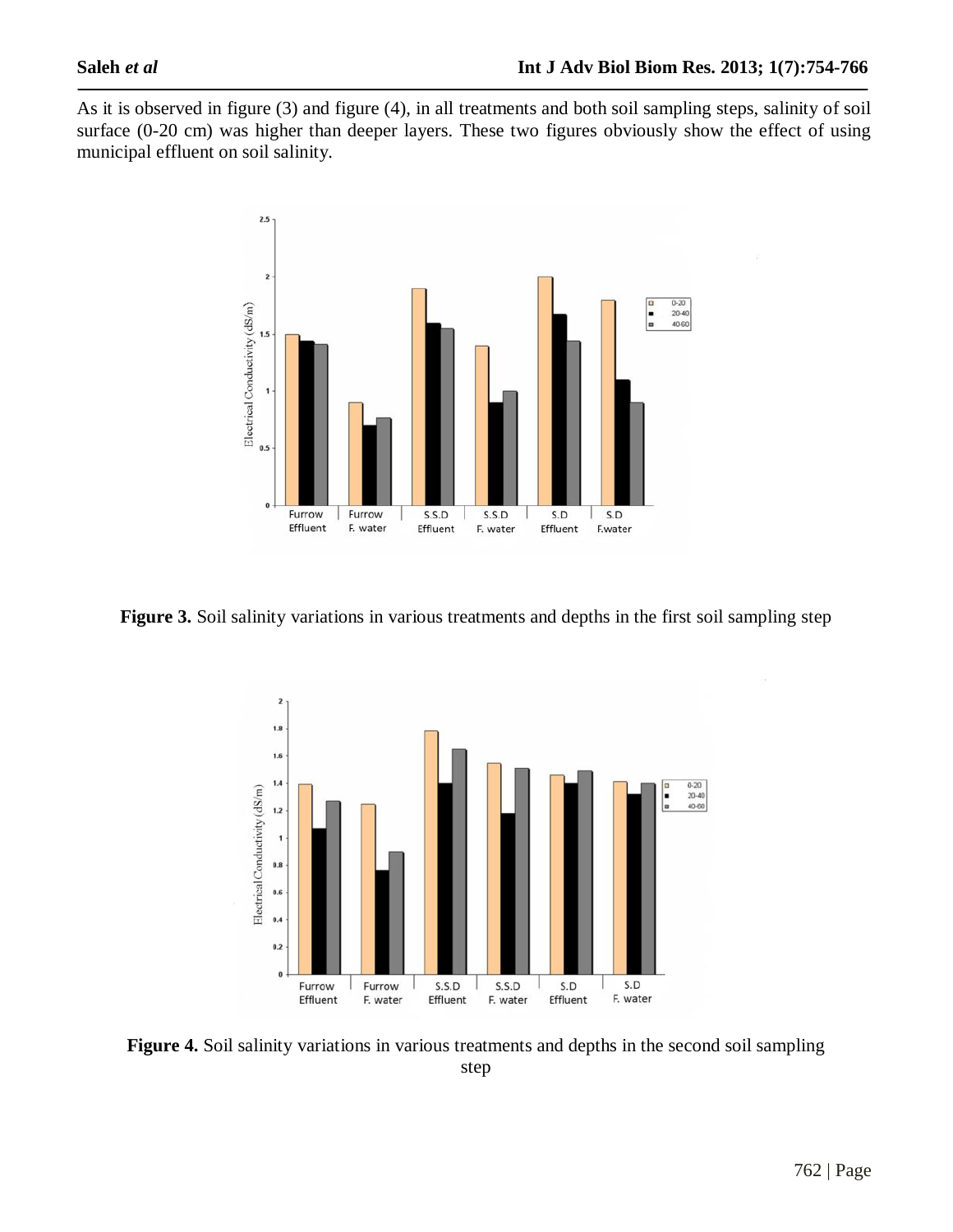As it is observed in figure (3) and figure (4), in all treatments and both soil sampling steps, salinity of soil surface (0-20 cm) was higher than deeper layers. These two figures obviously show the effect of using municipal effluent on soil salinity.

**Figure 3.** Soil salinity variations in various treatments and depths in the first soil sampling step

**Figure 4.** Soil salinity variations in various treatments and depths in the second soil sampling step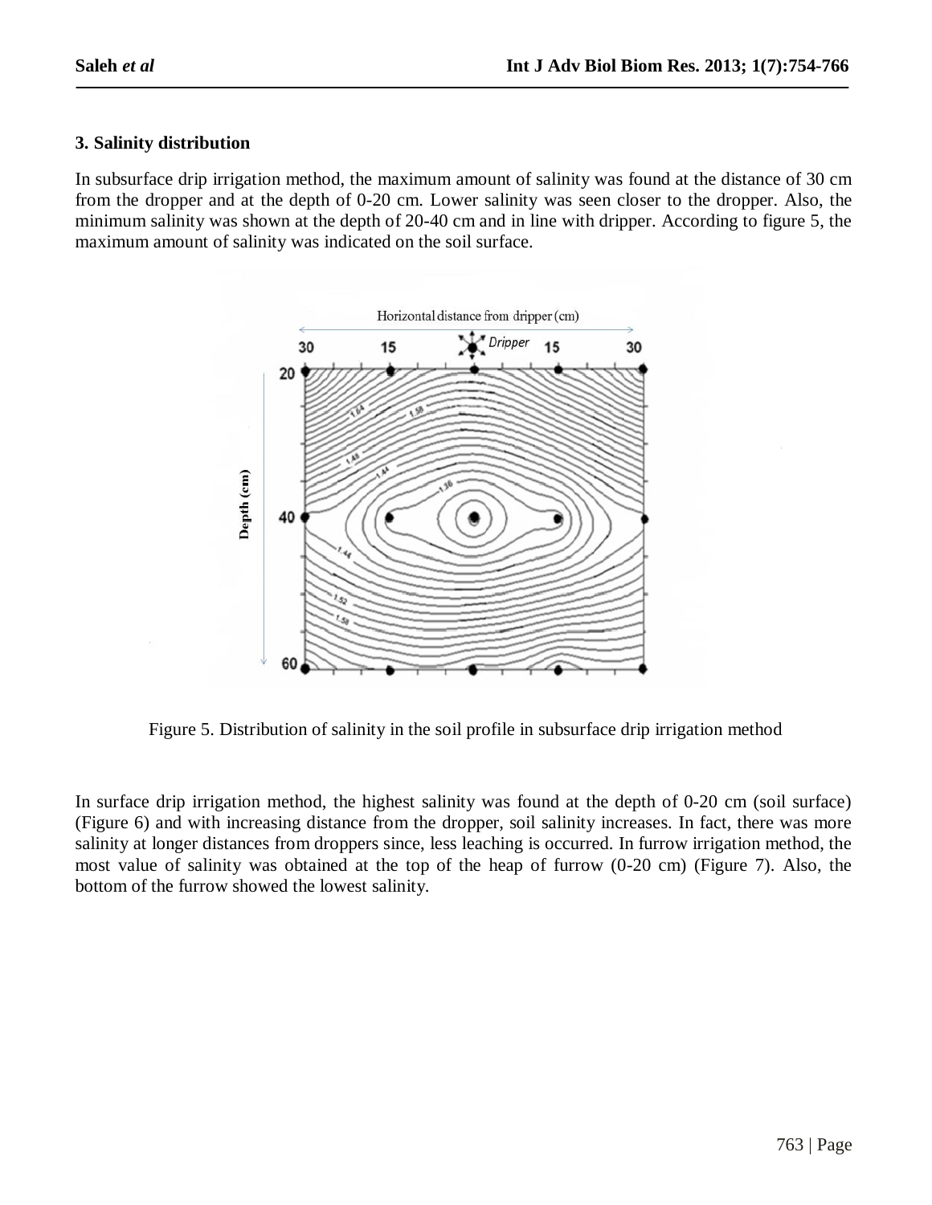### 3. Salinity distribution

In subsurface drip irrigation method, the maximum amount of salinity was found at the distance of 30 cm from the dropper and at the depth of 0-20 cm. Lower salinity was seen closer to the dropper. Also, the minimum salinity was shown at the depth of 20-40 cm and in line with dripper. According to figure 5, the maximum amount of salinity was indicated on the soil surface.

Figure 5. Distribution of salinity in the soil profile in subsurface drip irrigation method

In surface drip irrigation method, the highest salinity was found at the depth of 0-20 cm (soil surface) (Figure 6) and with increasing distance from the dropper, soil salinity increases. In fact, there was more salinity at longer distances from droppers since, less leaching is occurred. In furrow irrigation method, the most value of salinity was obtained at the top of the heap of furrow (0-20 cm) (Figure 7). Also, the bottom of the furrow showed the lowest salinity.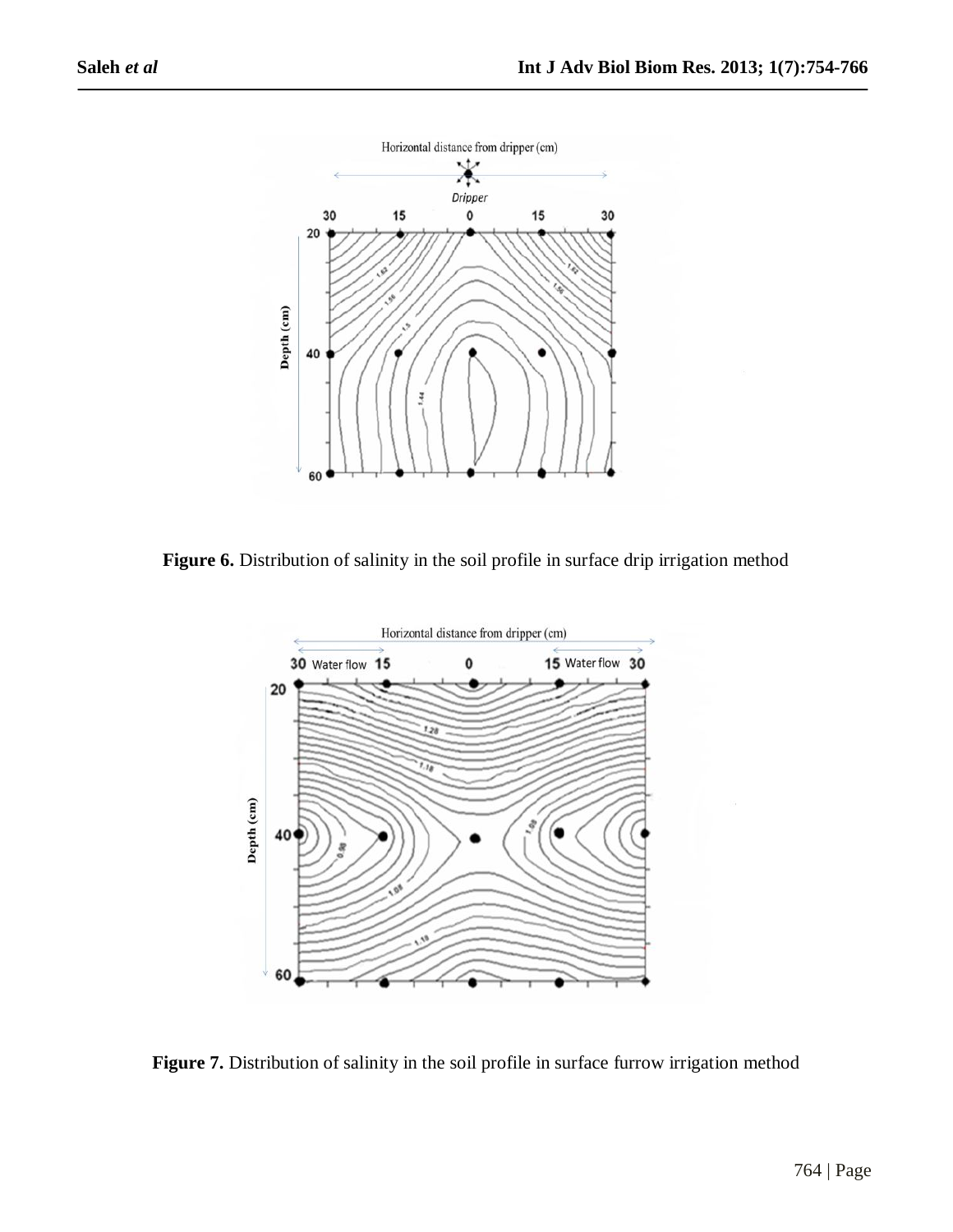**Figure 6.** Distribution of salinity in the soil profile in surface drip irrigation method

**Figure 7.** Distribution of salinity in the soil profile in surface furrow irrigation method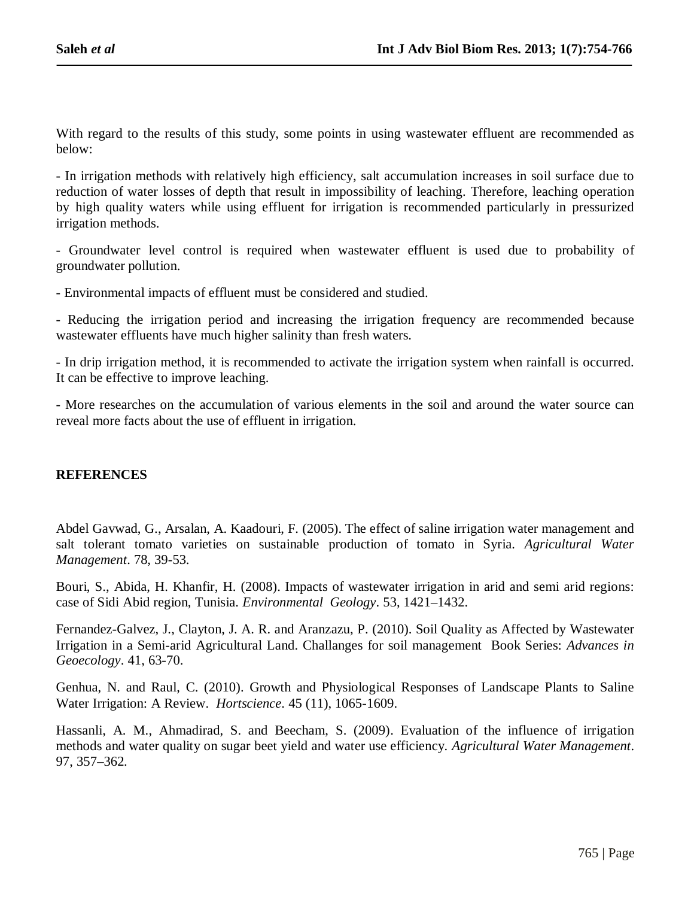With regard to the results of this study, some points in using wastewater effluent are recommended as below:

- In irrigation methods with relatively high efficiency, salt accumulation increases in soil surface due to reduction of water losses of depth that result in impossibility of leaching. Therefore, leaching operation by high quality waters while using effluent for irrigation is recommended particularly in pressurized irrigation methods.

- Groundwater level control is required when wastewater effluent is used due to probability of groundwater pollution.

- Environmental impacts of effluent must be considered and studied.

- Reducing the irrigation period and increasing the irrigation frequency are recommended because wastewater effluents have much higher salinity than fresh waters.

- In drip irrigation method, it is recommended to activate the irrigation system when rainfall is occurred. It can be effective to improve leaching.

- More researches on the accumulation of various elements in the soil and around the water source can reveal more facts about the use of effluent in irrigation.

## REFERENCES

Abdel Gavwad, G., Arsalan, A. Kaadouri, F. (2005). The effect of saline irrigation water management and salt tolerant tomato varieties on sustainable production of tomato in Syria. *Agricultural Water Management*. 78, 39-53.

Bouri, S., Abida, H. Khanfir, H. (2008). Impacts of wastewater irrigation in arid and semi arid regions: case of Sidi Abid region, Tunisia. *Environmental Geology*. 53, 1421–1432.

Fernandez-Galvez, J., Clayton, J. A. R. and Aranzazu, P. (2010). Soil Quality as Affected by Wastewater Irrigation in a Semi-arid Agricultural Land. Challanges for soil management Book Series: *Advances in Geoecology*. 41, 63-70.

Genhua, N. and Raul, C. (2010). Growth and Physiological Responses of Landscape Plants to Saline Water Irrigation: A Review. *Hortscience*. 45 (11), 1065-1609.

Hassanli, A. M., Ahmadirad, S. and Beecham, S. (2009). Evaluation of the influence of irrigation methods and water quality on sugar beet yield and water use efficiency. *Agricultural Water Management*. 97, 357–362.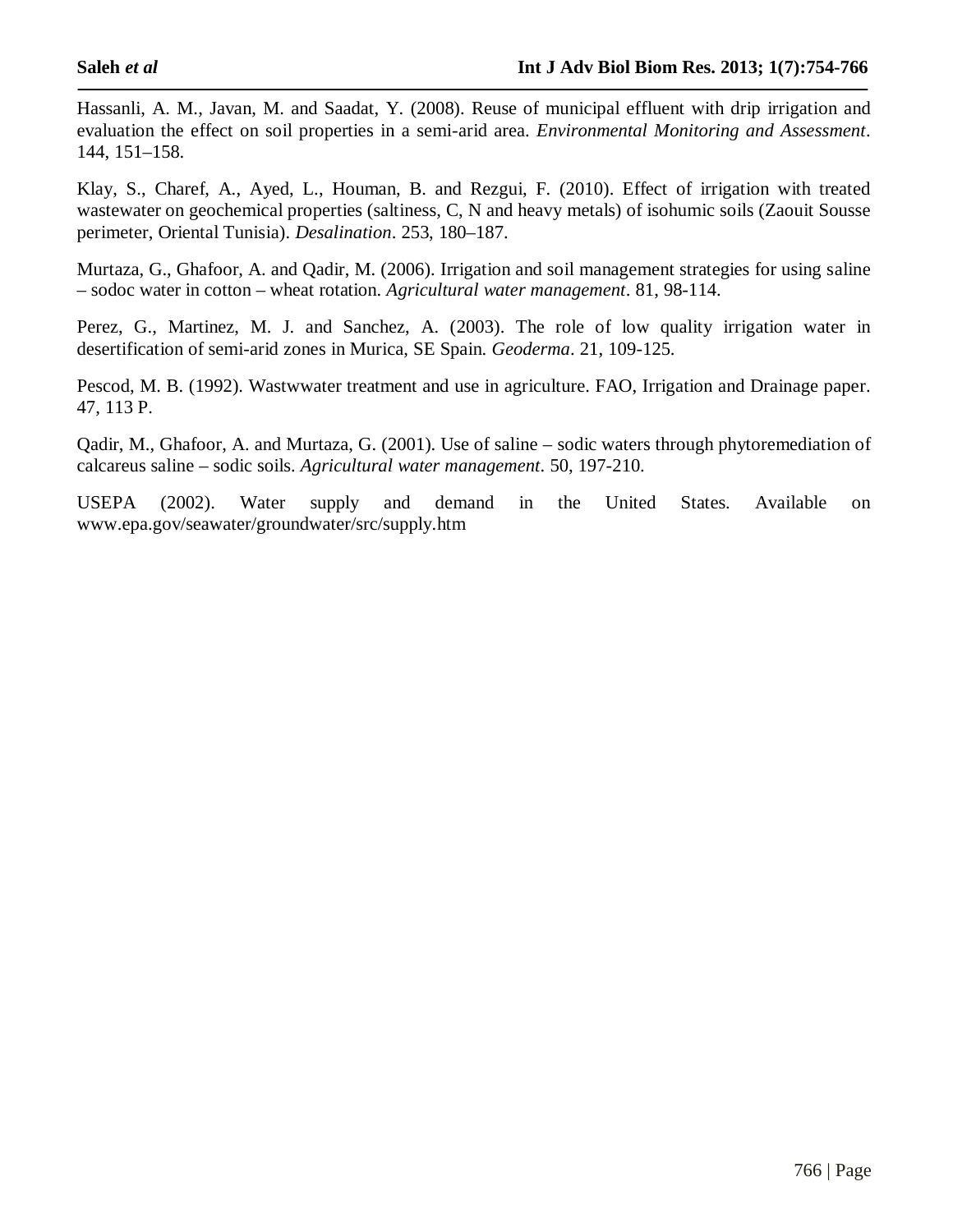Hassanli, A. M., Javan, M. and Saadat, Y. (2008). Reuse of municipal effluent with drip irrigation and evaluation the effect on soil properties in a semi-arid area. *Environmental Monitoring and Assessment*. 144, 151–158.

Klay, S., Charef, A., Ayed, L., Houman, B. and Rezgui, F. (2010). Effect of irrigation with treated wastewater on geochemical properties (saltiness, C, N and heavy metals) of isohumic soils (Zaouit Sousse perimeter, Oriental Tunisia). *Desalination*. 253, 180–187.

Murtaza, G., Ghafoor, A. and Qadir, M. (2006). Irrigation and soil management strategies for using saline – sodoc water in cotton – wheat rotation. *Agricultural water management*. 81, 98-114.

Perez, G., Martinez, M. J. and Sanchez, A. (2003). The role of low quality irrigation water in desertification of semi-arid zones in Murica, SE Spain. *Geoderma*. 21, 109-125.

Pescod, M. B. (1992). Wastwwater treatment and use in agriculture. FAO, Irrigation and Drainage paper. 47, 113 P.

Qadir, M., Ghafoor, A. and Murtaza, G. (2001). Use of saline – sodic waters through phytoremediation of calcareus saline – sodic soils. *Agricultural water management*. 50, 197-210.

USEPA (2002). Water supply and demand in the United States. Available on www.epa.gov/seawater/groundwater/src/supply.htm